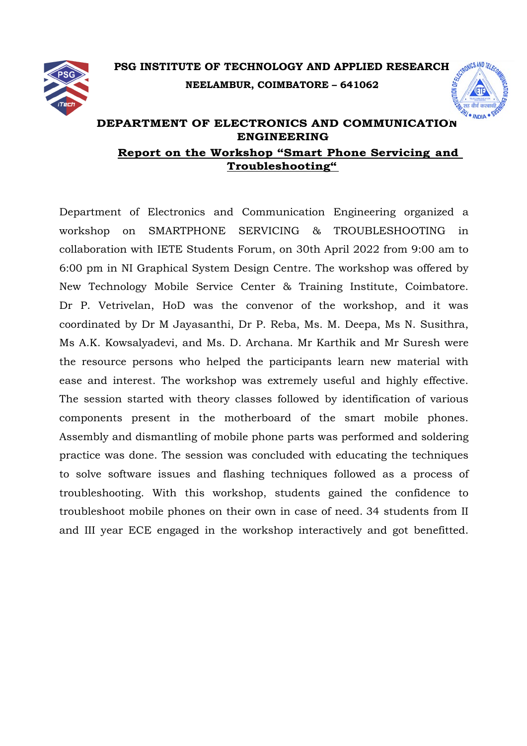**PSG INSTITUTE OF TECHNOLOGY AND APPLIED RESEARCH**

**NEELAMBUR, COIMBATORE – 641062**

## DEPARTMENT OF ELECTRONICS AND COMMUNICATION ENGINEERING

### Report on the Workshop "Smart Phone Servicing and Troubleshooting"

Department of Electronics and Communication Engineering organized a workshop on SMARTPHONE SERVICING & TROUBLESHOOTING in collaboration with IETE Students Forum, on 30th April 2022 from 9:00 am to 6:00 pm in NI Graphical System Design Centre. The workshop was offered by New Technology Mobile Service Center & Training Institute, Coimbatore. Dr P. Vetrivelan, HoD was the convenor of the workshop, and it was coordinated by Dr M Jayasanthi, Dr P. Reba, Ms. M. Deepa, Ms N. Susithra, Ms A.K. Kowsalyadevi, and Ms. D. Archana. Mr Karthik and Mr Suresh were the resource persons who helped the participants learn new material with ease and interest. The workshop was extremely useful and highly effective. The session started with theory classes followed by identification of various components present in the motherboard of the smart mobile phones. Assembly and dismantling of mobile phone parts was performed and soldering practice was done. The session was concluded with educating the techniques to solve software issues and flashing techniques followed as a process of troubleshooting. With this workshop, students gained the confidence to troubleshoot mobile phones on their own in case of need. 34 students from II and III year ECE engaged in the workshop interactively and got benefitted.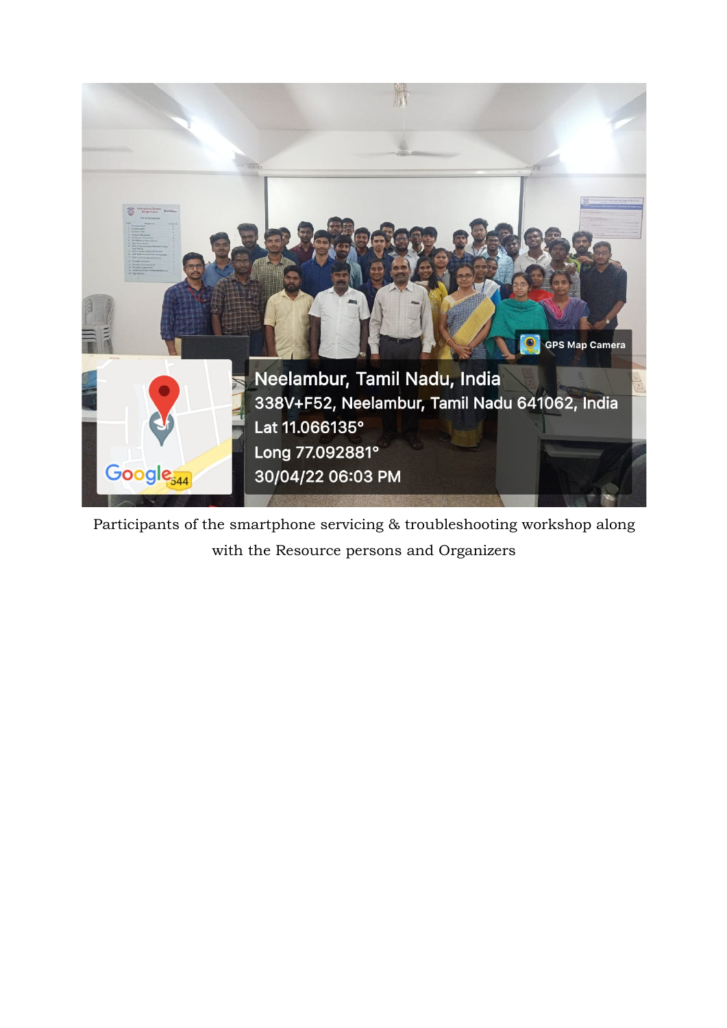Participants of the smartphone servicing & troubleshooting workshop along with the Resource persons and Organizers